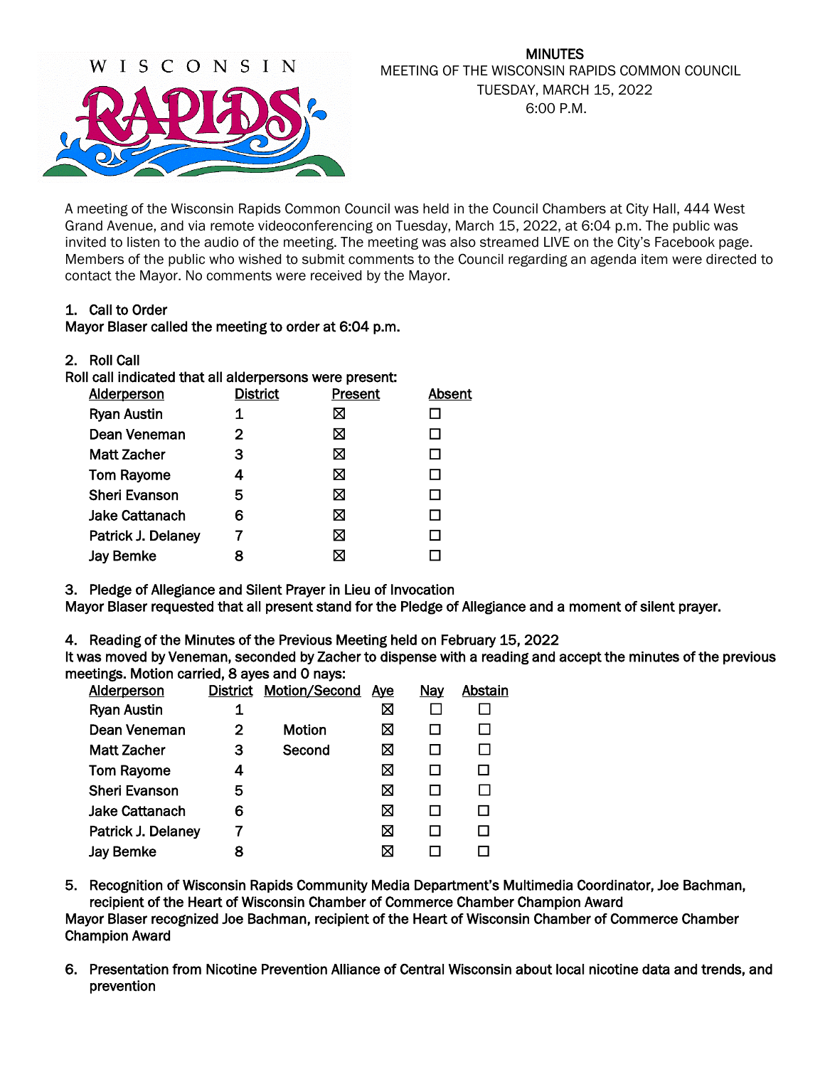**MINUTES**
MEETING OF THE WISCONSIN RAPIDS COMMON COUNCIL
TUESDAY, MARCH 15, 2022
6:00 P.M.

A meeting of the Wisconsin Rapids Common Council was held in the Council Chambers at City Hall, 444 West Grand Avenue, and via remote videoconferencing on Tuesday, March 15, 2022, at 6:04 p.m. The public was invited to listen to the audio of the meeting. The meeting was also streamed LIVE on the City's Facebook page. Members of the public who wished to submit comments to the Council regarding an agenda item were directed to contact the Mayor. No comments were received by the Mayor.

1. Call to Order

**Mayor Blaser called the meeting to order at 6:04 p.m.**

2. Roll Call

**Roll call indicated that all alderpersons were present:**

| Alderperson | District | Present | Absent |
|---|---|---|---|
| Ryan Austin | 1 | ☒ | ☐ |
| Dean Veneman | 2 | ☒ | ☐ |
| Matt Zacher | 3 | ☒ | ☐ |
| Tom Rayome | 4 | ☒ | ☐ |
| Sheri Evanson | 5 | ☒ | ☐ |
| Jake Cattanach | 6 | ☒ | ☐ |
| Patrick J. Delaney | 7 | ☒ | ☐ |
| Jay Bemke | 8 | ☒ | ☐ |

3. Pledge of Allegiance and Silent Prayer in Lieu of Invocation

**Mayor Blaser requested that all present stand for the Pledge of Allegiance and a moment of silent prayer.**

4. Reading of the Minutes of the Previous Meeting held on February 15, 2022

**It was moved by Veneman, seconded by Zacher to dispense with a reading and accept the minutes of the previous meetings. Motion carried, 8 ayes and 0 nays:**

| Alderperson | District | Motion/Second | Aye | Nay | Abstain |
|---|---|---|---|---|---|
| Ryan Austin | 1 | | ☒ | ☐ | ☐ |
| Dean Veneman | 2 | Motion | ☒ | ☐ | ☐ |
| Matt Zacher | 3 | Second | ☒ | ☐ | ☐ |
| Tom Rayome | 4 | | ☒ | ☐ | ☐ |
| Sheri Evanson | 5 | | ☒ | ☐ | ☐ |
| Jake Cattanach | 6 | | ☒ | ☐ | ☐ |
| Patrick J. Delaney | 7 | | ☒ | ☐ | ☐ |
| Jay Bemke | 8 | | ☒ | ☐ | ☐ |

5. Recognition of Wisconsin Rapids Community Media Department's Multimedia Coordinator, Joe Bachman, recipient of the Heart of Wisconsin Chamber of Commerce Chamber Champion Award

**Mayor Blaser recognized Joe Bachman, recipient of the Heart of Wisconsin Chamber of Commerce Chamber Champion Award**

6. Presentation from Nicotine Prevention Alliance of Central Wisconsin about local nicotine data and trends, and prevention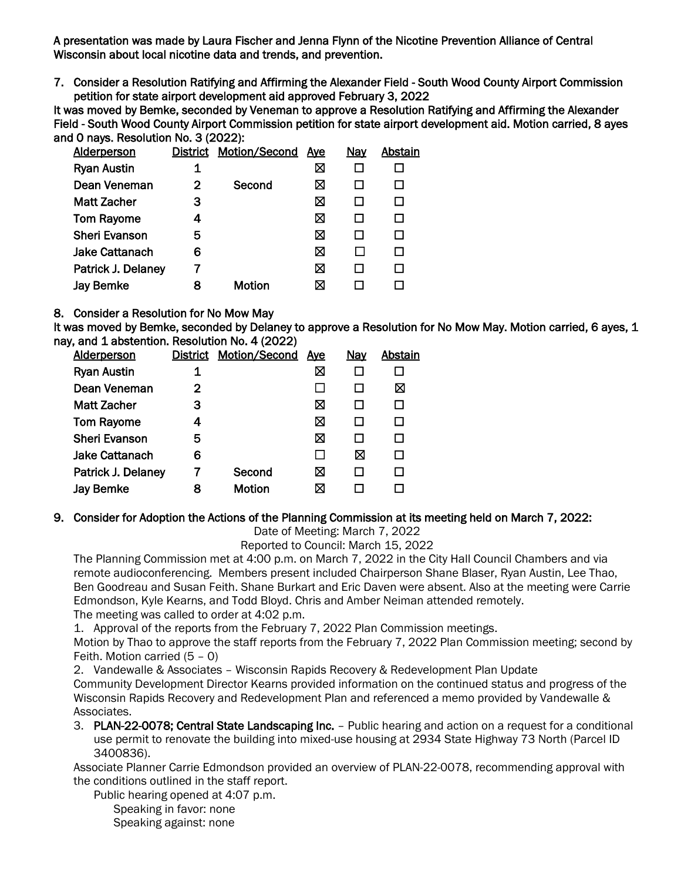A presentation was made by Laura Fischer and Jenna Flynn of the Nicotine Prevention Alliance of Central Wisconsin about local nicotine data and trends, and prevention.

7. Consider a Resolution Ratifying and Affirming the Alexander Field - South Wood County Airport Commission petition for state airport development aid approved February 3, 2022

It was moved by Bemke, seconded by Veneman to approve a Resolution Ratifying and Affirming the Alexander Field - South Wood County Airport Commission petition for state airport development aid. Motion carried, 8 ayes and 0 nays. Resolution No. 3 (2022):

| Alderperson | District | Motion/Second | Aye | Nay | Abstain |
|---|---|---|---|---|---|
| Ryan Austin | 1 | | ☒ | ☐ | ☐ |
| Dean Veneman | 2 | Second | ☒ | ☐ | ☐ |
| Matt Zacher | 3 | | ☒ | ☐ | ☐ |
| Tom Rayome | 4 | | ☒ | ☐ | ☐ |
| Sheri Evanson | 5 | | ☒ | ☐ | ☐ |
| Jake Cattanach | 6 | | ☒ | ☐ | ☐ |
| Patrick J. Delaney | 7 | | ☒ | ☐ | ☐ |
| Jay Bemke | 8 | Motion | ☒ | ☐ | ☐ |

8. Consider a Resolution for No Mow May

It was moved by Bemke, seconded by Delaney to approve a Resolution for No Mow May. Motion carried, 6 ayes, 1 nay, and 1 abstention. Resolution No. 4 (2022)

| Alderperson | District | Motion/Second | Aye | Nay | Abstain |
|---|---|---|---|---|---|
| Ryan Austin | 1 | | ☒ | ☐ | ☐ |
| Dean Veneman | 2 | | ☐ | ☐ | ☒ |
| Matt Zacher | 3 | | ☒ | ☐ | ☐ |
| Tom Rayome | 4 | | ☒ | ☐ | ☐ |
| Sheri Evanson | 5 | | ☒ | ☐ | ☐ |
| Jake Cattanach | 6 | | ☐ | ☒ | ☐ |
| Patrick J. Delaney | 7 | Second | ☒ | ☐ | ☐ |
| Jay Bemke | 8 | Motion | ☒ | ☐ | ☐ |

9. Consider for Adoption the Actions of the Planning Commission at its meeting held on March 7, 2022:

Date of Meeting: March 7, 2022

Reported to Council: March 15, 2022

The Planning Commission met at 4:00 p.m. on March 7, 2022 in the City Hall Council Chambers and via remote audioconferencing. Members present included Chairperson Shane Blaser, Ryan Austin, Lee Thao, Ben Goodreau and Susan Feith. Shane Burkart and Eric Daven were absent. Also at the meeting were Carrie Edmondson, Kyle Kearns, and Todd Bloyd. Chris and Amber Neiman attended remotely.

The meeting was called to order at 4:02 p.m.

1. Approval of the reports from the February 7, 2022 Plan Commission meetings.

Motion by Thao to approve the staff reports from the February 7, 2022 Plan Commission meeting; second by Feith. Motion carried (5 – 0)

2. Vandewalle & Associates – Wisconsin Rapids Recovery & Redevelopment Plan Update

Community Development Director Kearns provided information on the continued status and progress of the Wisconsin Rapids Recovery and Redevelopment Plan and referenced a memo provided by Vandewalle & Associates.

3. **PLAN-22-0078; Central State Landscaping Inc.** – Public hearing and action on a request for a conditional use permit to renovate the building into mixed-use housing at 2934 State Highway 73 North (Parcel ID 3400836).

Associate Planner Carrie Edmondson provided an overview of PLAN-22-0078, recommending approval with the conditions outlined in the staff report.

Public hearing opened at 4:07 p.m.

Speaking in favor: none

Speaking against: none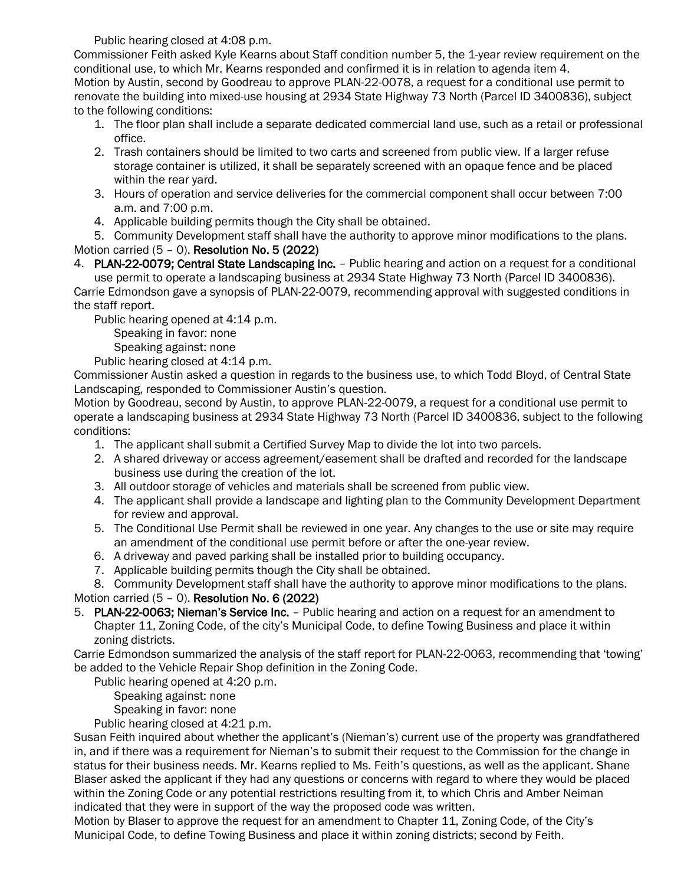Public hearing closed at 4:08 p.m.

Commissioner Feith asked Kyle Kearns about Staff condition number 5, the 1-year review requirement on the conditional use, to which Mr. Kearns responded and confirmed it is in relation to agenda item 4.

Motion by Austin, second by Goodreau to approve PLAN-22-0078, a request for a conditional use permit to renovate the building into mixed-use housing at 2934 State Highway 73 North (Parcel ID 3400836), subject to the following conditions:

1. The floor plan shall include a separate dedicated commercial land use, such as a retail or professional office.
2. Trash containers should be limited to two carts and screened from public view. If a larger refuse storage container is utilized, it shall be separately screened with an opaque fence and be placed within the rear yard.
3. Hours of operation and service deliveries for the commercial component shall occur between 7:00 a.m. and 7:00 p.m.
4. Applicable building permits though the City shall be obtained.
5. Community Development staff shall have the authority to approve minor modifications to the plans.

Motion carried (5 – 0). **Resolution No. 5 (2022)**

4. **PLAN-22-0079; Central State Landscaping Inc.** – Public hearing and action on a request for a conditional use permit to operate a landscaping business at 2934 State Highway 73 North (Parcel ID 3400836).

Carrie Edmondson gave a synopsis of PLAN-22-0079, recommending approval with suggested conditions in the staff report.

Public hearing opened at 4:14 p.m.
Speaking in favor: none
Speaking against: none
Public hearing closed at 4:14 p.m.

Commissioner Austin asked a question in regards to the business use, to which Todd Bloyd, of Central State Landscaping, responded to Commissioner Austin's question.

Motion by Goodreau, second by Austin, to approve PLAN-22-0079, a request for a conditional use permit to operate a landscaping business at 2934 State Highway 73 North (Parcel ID 3400836, subject to the following conditions:

1. The applicant shall submit a Certified Survey Map to divide the lot into two parcels.
2. A shared driveway or access agreement/easement shall be drafted and recorded for the landscape business use during the creation of the lot.
3. All outdoor storage of vehicles and materials shall be screened from public view.
4. The applicant shall provide a landscape and lighting plan to the Community Development Department for review and approval.
5. The Conditional Use Permit shall be reviewed in one year. Any changes to the use or site may require an amendment of the conditional use permit before or after the one-year review.
6. A driveway and paved parking shall be installed prior to building occupancy.
7. Applicable building permits though the City shall be obtained.
8. Community Development staff shall have the authority to approve minor modifications to the plans.

Motion carried (5 – 0). **Resolution No. 6 (2022)**

5. **PLAN-22-0063; Nieman's Service Inc.** – Public hearing and action on a request for an amendment to Chapter 11, Zoning Code, of the city's Municipal Code, to define Towing Business and place it within zoning districts.

Carrie Edmondson summarized the analysis of the staff report for PLAN-22-0063, recommending that 'towing' be added to the Vehicle Repair Shop definition in the Zoning Code.

Public hearing opened at 4:20 p.m.
Speaking against: none
Speaking in favor: none
Public hearing closed at 4:21 p.m.

Susan Feith inquired about whether the applicant's (Nieman's) current use of the property was grandfathered in, and if there was a requirement for Nieman's to submit their request to the Commission for the change in status for their business needs. Mr. Kearns replied to Ms. Feith's questions, as well as the applicant. Shane Blaser asked the applicant if they had any questions or concerns with regard to where they would be placed within the Zoning Code or any potential restrictions resulting from it, to which Chris and Amber Neiman indicated that they were in support of the way the proposed code was written.

Motion by Blaser to approve the request for an amendment to Chapter 11, Zoning Code, of the City's Municipal Code, to define Towing Business and place it within zoning districts; second by Feith.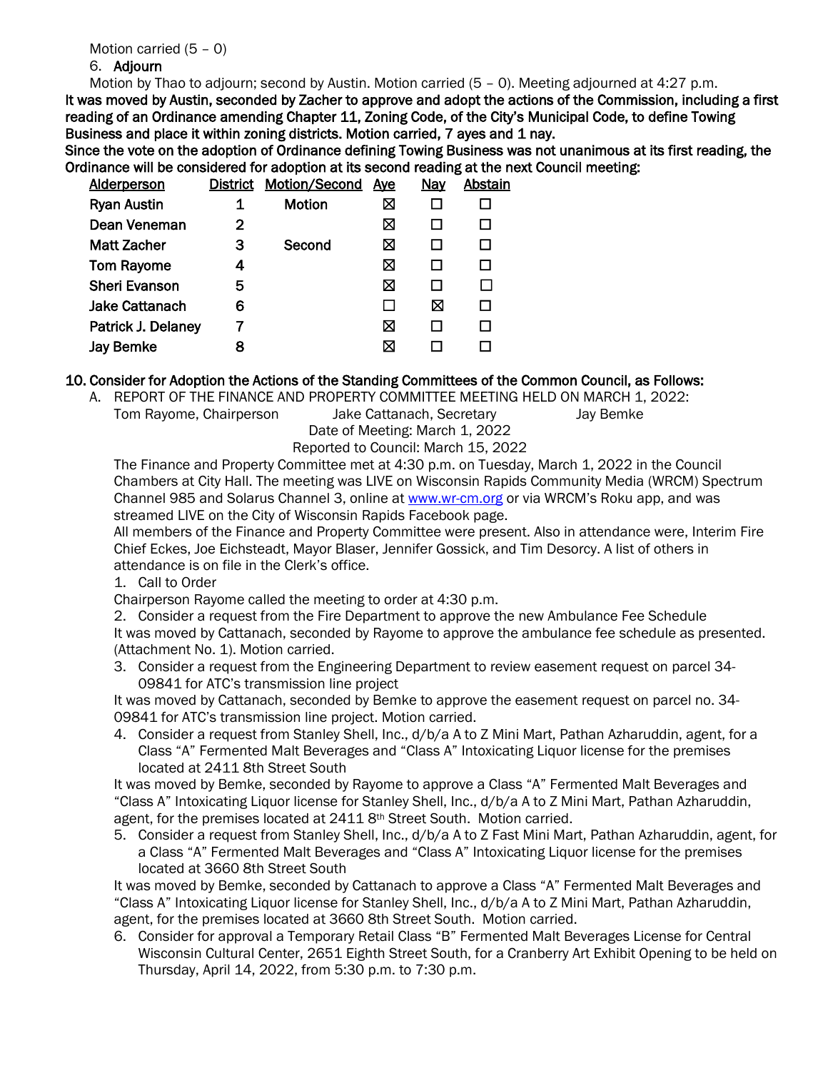Motion carried (5 – 0)

6. **Adjourn**

Motion by Thao to adjourn; second by Austin. Motion carried (5 – 0). Meeting adjourned at 4:27 p.m.

**It was moved by Austin, seconded by Zacher to approve and adopt the actions of the Commission, including a first reading of an Ordinance amending Chapter 11, Zoning Code, of the City's Municipal Code, to define Towing Business and place it within zoning districts. Motion carried, 7 ayes and 1 nay.**

**Since the vote on the adoption of Ordinance defining Towing Business was not unanimous at its first reading, the Ordinance will be considered for adoption at its second reading at the next Council meeting:**

| Alderperson | District | Motion/Second | Aye | Nay | Abstain |
|---|---|---|---|---|---|
| Ryan Austin | 1 | Motion | ☒ | ☐ | ☐ |
| Dean Veneman | 2 | | ☒ | ☐ | ☐ |
| Matt Zacher | 3 | Second | ☒ | ☐ | ☐ |
| Tom Rayome | 4 | | ☒ | ☐ | ☐ |
| Sheri Evanson | 5 | | ☒ | ☐ | ☐ |
| Jake Cattanach | 6 | | ☐ | ☒ | ☐ |
| Patrick J. Delaney | 7 | | ☒ | ☐ | ☐ |
| Jay Bemke | 8 | | ☒ | ☐ | ☐ |

**10. Consider for Adoption the Actions of the Standing Committees of the Common Council, as Follows:**

A. REPORT OF THE FINANCE AND PROPERTY COMMITTEE MEETING HELD ON MARCH 1, 2022:

Tom Rayome, Chairperson Jake Cattanach, Secretary Jay Bemke

Date of Meeting: March 1, 2022

Reported to Council: March 15, 2022

The Finance and Property Committee met at 4:30 p.m. on Tuesday, March 1, 2022 in the Council Chambers at City Hall. The meeting was LIVE on Wisconsin Rapids Community Media (WRCM) Spectrum Channel 985 and Solarus Channel 3, online at www.wr-cm.org or via WRCM's Roku app, and was streamed LIVE on the City of Wisconsin Rapids Facebook page.

All members of the Finance and Property Committee were present. Also in attendance were, Interim Fire Chief Eckes, Joe Eichsteadt, Mayor Blaser, Jennifer Gossick, and Tim Desorcy. A list of others in attendance is on file in the Clerk's office.

1. Call to Order

Chairperson Rayome called the meeting to order at 4:30 p.m.

2. Consider a request from the Fire Department to approve the new Ambulance Fee Schedule

It was moved by Cattanach, seconded by Rayome to approve the ambulance fee schedule as presented. (Attachment No. 1). Motion carried.

3. Consider a request from the Engineering Department to review easement request on parcel 34-09841 for ATC's transmission line project

It was moved by Cattanach, seconded by Bemke to approve the easement request on parcel no. 34-09841 for ATC's transmission line project. Motion carried.

4. Consider a request from Stanley Shell, Inc., d/b/a A to Z Mini Mart, Pathan Azharuddin, agent, for a Class "A" Fermented Malt Beverages and "Class A" Intoxicating Liquor license for the premises located at 2411 8th Street South

It was moved by Bemke, seconded by Rayome to approve a Class "A" Fermented Malt Beverages and "Class A" Intoxicating Liquor license for Stanley Shell, Inc., d/b/a A to Z Mini Mart, Pathan Azharuddin, agent, for the premises located at 2411 8th Street South. Motion carried.

5. Consider a request from Stanley Shell, Inc., d/b/a A to Z Fast Mini Mart, Pathan Azharuddin, agent, for a Class "A" Fermented Malt Beverages and "Class A" Intoxicating Liquor license for the premises located at 3660 8th Street South

It was moved by Bemke, seconded by Cattanach to approve a Class "A" Fermented Malt Beverages and "Class A" Intoxicating Liquor license for Stanley Shell, Inc., d/b/a A to Z Mini Mart, Pathan Azharuddin, agent, for the premises located at 3660 8th Street South. Motion carried.

6. Consider for approval a Temporary Retail Class "B" Fermented Malt Beverages License for Central Wisconsin Cultural Center, 2651 Eighth Street South, for a Cranberry Art Exhibit Opening to be held on Thursday, April 14, 2022, from 5:30 p.m. to 7:30 p.m.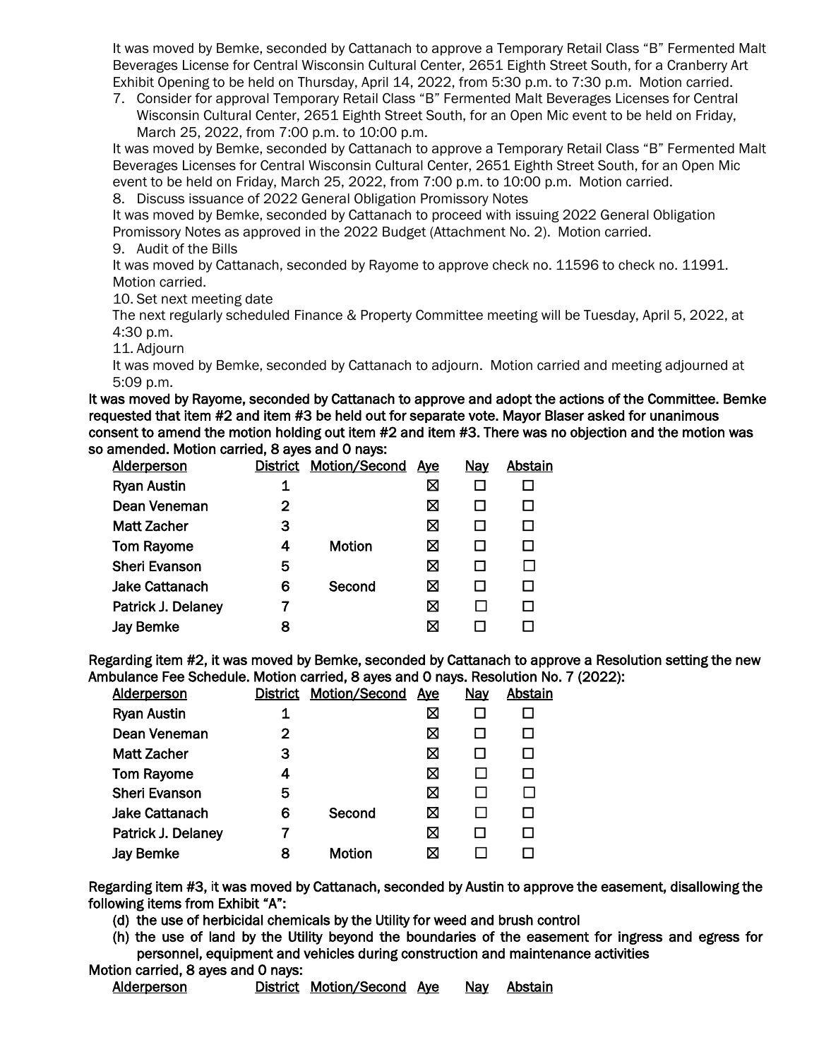It was moved by Bemke, seconded by Cattanach to approve a Temporary Retail Class "B" Fermented Malt Beverages License for Central Wisconsin Cultural Center, 2651 Eighth Street South, for a Cranberry Art Exhibit Opening to be held on Thursday, April 14, 2022, from 5:30 p.m. to 7:30 p.m. Motion carried.

7. Consider for approval Temporary Retail Class "B" Fermented Malt Beverages Licenses for Central Wisconsin Cultural Center, 2651 Eighth Street South, for an Open Mic event to be held on Friday, March 25, 2022, from 7:00 p.m. to 10:00 p.m.

It was moved by Bemke, seconded by Cattanach to approve a Temporary Retail Class "B" Fermented Malt Beverages Licenses for Central Wisconsin Cultural Center, 2651 Eighth Street South, for an Open Mic event to be held on Friday, March 25, 2022, from 7:00 p.m. to 10:00 p.m. Motion carried.

8. Discuss issuance of 2022 General Obligation Promissory Notes

It was moved by Bemke, seconded by Cattanach to proceed with issuing 2022 General Obligation Promissory Notes as approved in the 2022 Budget (Attachment No. 2). Motion carried.

9. Audit of the Bills

It was moved by Cattanach, seconded by Rayome to approve check no. 11596 to check no. 11991. Motion carried.

10. Set next meeting date

The next regularly scheduled Finance & Property Committee meeting will be Tuesday, April 5, 2022, at 4:30 p.m.

11. Adjourn

It was moved by Bemke, seconded by Cattanach to adjourn. Motion carried and meeting adjourned at 5:09 p.m.

**It was moved by Rayome, seconded by Cattanach to approve and adopt the actions of the Committee. Bemke requested that item #2 and item #3 be held out for separate vote. Mayor Blaser asked for unanimous consent to amend the motion holding out item #2 and item #3. There was no objection and the motion was so amended. Motion carried, 8 ayes and 0 nays:**

| Alderperson | District | Motion/Second | Aye | Nay | Abstain |
|---|---|---|---|---|---|
| Ryan Austin | 1 | | ☒ | ☐ | ☐ |
| Dean Veneman | 2 | | ☒ | ☐ | ☐ |
| Matt Zacher | 3 | | ☒ | ☐ | ☐ |
| Tom Rayome | 4 | Motion | ☒ | ☐ | ☐ |
| Sheri Evanson | 5 | | ☒ | ☐ | ☐ |
| Jake Cattanach | 6 | Second | ☒ | ☐ | ☐ |
| Patrick J. Delaney | 7 | | ☒ | ☐ | ☐ |
| Jay Bemke | 8 | | ☒ | ☐ | ☐ |

**Regarding item #2, it was moved by Bemke, seconded by Cattanach to approve a Resolution setting the new Ambulance Fee Schedule. Motion carried, 8 ayes and 0 nays. Resolution No. 7 (2022):**

| Alderperson | District | Motion/Second | Aye | Nay | Abstain |
|---|---|---|---|---|---|
| Ryan Austin | 1 | | ☒ | ☐ | ☐ |
| Dean Veneman | 2 | | ☒ | ☐ | ☐ |
| Matt Zacher | 3 | | ☒ | ☐ | ☐ |
| Tom Rayome | 4 | | ☒ | ☐ | ☐ |
| Sheri Evanson | 5 | | ☒ | ☐ | ☐ |
| Jake Cattanach | 6 | Second | ☒ | ☐ | ☐ |
| Patrick J. Delaney | 7 | | ☒ | ☐ | ☐ |
| Jay Bemke | 8 | Motion | ☒ | ☐ | ☐ |

**Regarding item #3, it was moved by Cattanach, seconded by Austin to approve the easement, disallowing the following items from Exhibit "A":**

**(d) the use of herbicidal chemicals by the Utility for weed and brush control**

**(h) the use of land by the Utility beyond the boundaries of the easement for ingress and egress for personnel, equipment and vehicles during construction and maintenance activities**

**Motion carried, 8 ayes and 0 nays:**

| Alderperson | District | Motion/Second | Aye | Nay | Abstain |
|---|---|---|---|---|---|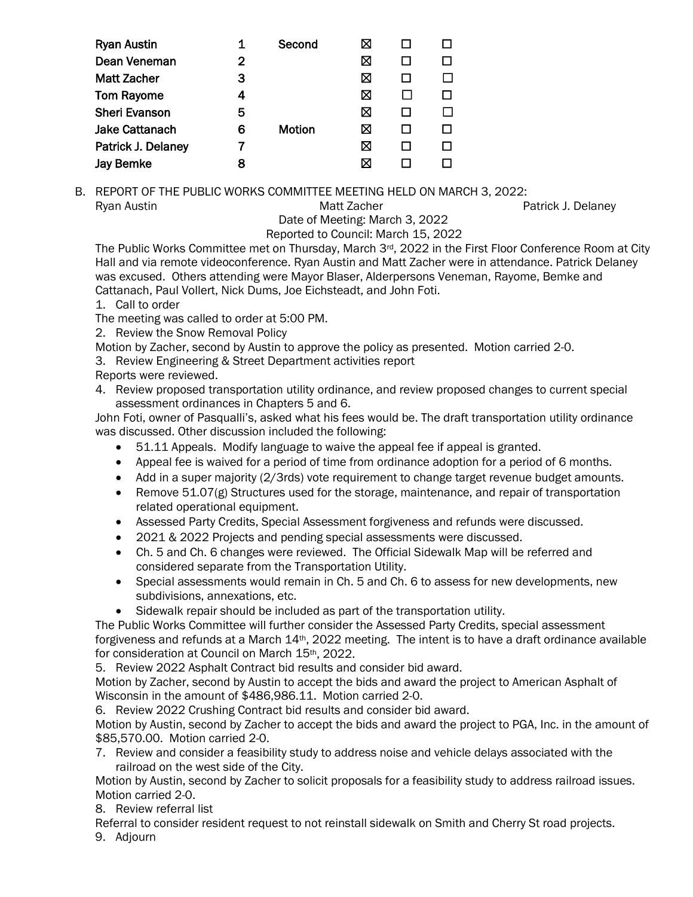| | | | | | |
|---|---|---|---|---|---|
| Ryan Austin | 1 | Second | ☒ | ☐ | ☐ |
| Dean Veneman | 2 | | ☒ | ☐ | ☐ |
| Matt Zacher | 3 | | ☒ | ☐ | ☐ |
| Tom Rayome | 4 | | ☒ | ☐ | ☐ |
| Sheri Evanson | 5 | | ☒ | ☐ | ☐ |
| Jake Cattanach | 6 | Motion | ☒ | ☐ | ☐ |
| Patrick J. Delaney | 7 | | ☒ | ☐ | ☐ |
| Jay Bemke | 8 | | ☒ | ☐ | ☐ |

B. REPORT OF THE PUBLIC WORKS COMMITTEE MEETING HELD ON MARCH 3, 2022:

Ryan Austin Matt Zacher Patrick J. Delaney

Date of Meeting: March 3, 2022
Reported to Council: March 15, 2022

The Public Works Committee met on Thursday, March 3rd, 2022 in the First Floor Conference Room at City Hall and via remote videoconference. Ryan Austin and Matt Zacher were in attendance. Patrick Delaney was excused. Others attending were Mayor Blaser, Alderpersons Veneman, Rayome, Bemke and Cattanach, Paul Vollert, Nick Dums, Joe Eichsteadt, and John Foti.

1. Call to order

The meeting was called to order at 5:00 PM.

2. Review the Snow Removal Policy

Motion by Zacher, second by Austin to approve the policy as presented. Motion carried 2-0.

3. Review Engineering & Street Department activities report

Reports were reviewed.

4. Review proposed transportation utility ordinance, and review proposed changes to current special assessment ordinances in Chapters 5 and 6.

John Foti, owner of Pasqualli's, asked what his fees would be. The draft transportation utility ordinance was discussed. Other discussion included the following:

- 51.11 Appeals. Modify language to waive the appeal fee if appeal is granted.
- Appeal fee is waived for a period of time from ordinance adoption for a period of 6 months.
- Add in a super majority (2/3rds) vote requirement to change target revenue budget amounts.
- Remove 51.07(g) Structures used for the storage, maintenance, and repair of transportation related operational equipment.
- Assessed Party Credits, Special Assessment forgiveness and refunds were discussed.
- 2021 & 2022 Projects and pending special assessments were discussed.
- Ch. 5 and Ch. 6 changes were reviewed. The Official Sidewalk Map will be referred and considered separate from the Transportation Utility.
- Special assessments would remain in Ch. 5 and Ch. 6 to assess for new developments, new subdivisions, annexations, etc.
- Sidewalk repair should be included as part of the transportation utility.

The Public Works Committee will further consider the Assessed Party Credits, special assessment forgiveness and refunds at a March 14th, 2022 meeting. The intent is to have a draft ordinance available for consideration at Council on March 15th, 2022.

5. Review 2022 Asphalt Contract bid results and consider bid award.

Motion by Zacher, second by Austin to accept the bids and award the project to American Asphalt of Wisconsin in the amount of $486,986.11. Motion carried 2-0.

6. Review 2022 Crushing Contract bid results and consider bid award.

Motion by Austin, second by Zacher to accept the bids and award the project to PGA, Inc. in the amount of $85,570.00. Motion carried 2-0.

7. Review and consider a feasibility study to address noise and vehicle delays associated with the railroad on the west side of the City.

Motion by Austin, second by Zacher to solicit proposals for a feasibility study to address railroad issues. Motion carried 2-0.

8. Review referral list

Referral to consider resident request to not reinstall sidewalk on Smith and Cherry St road projects.

9. Adjourn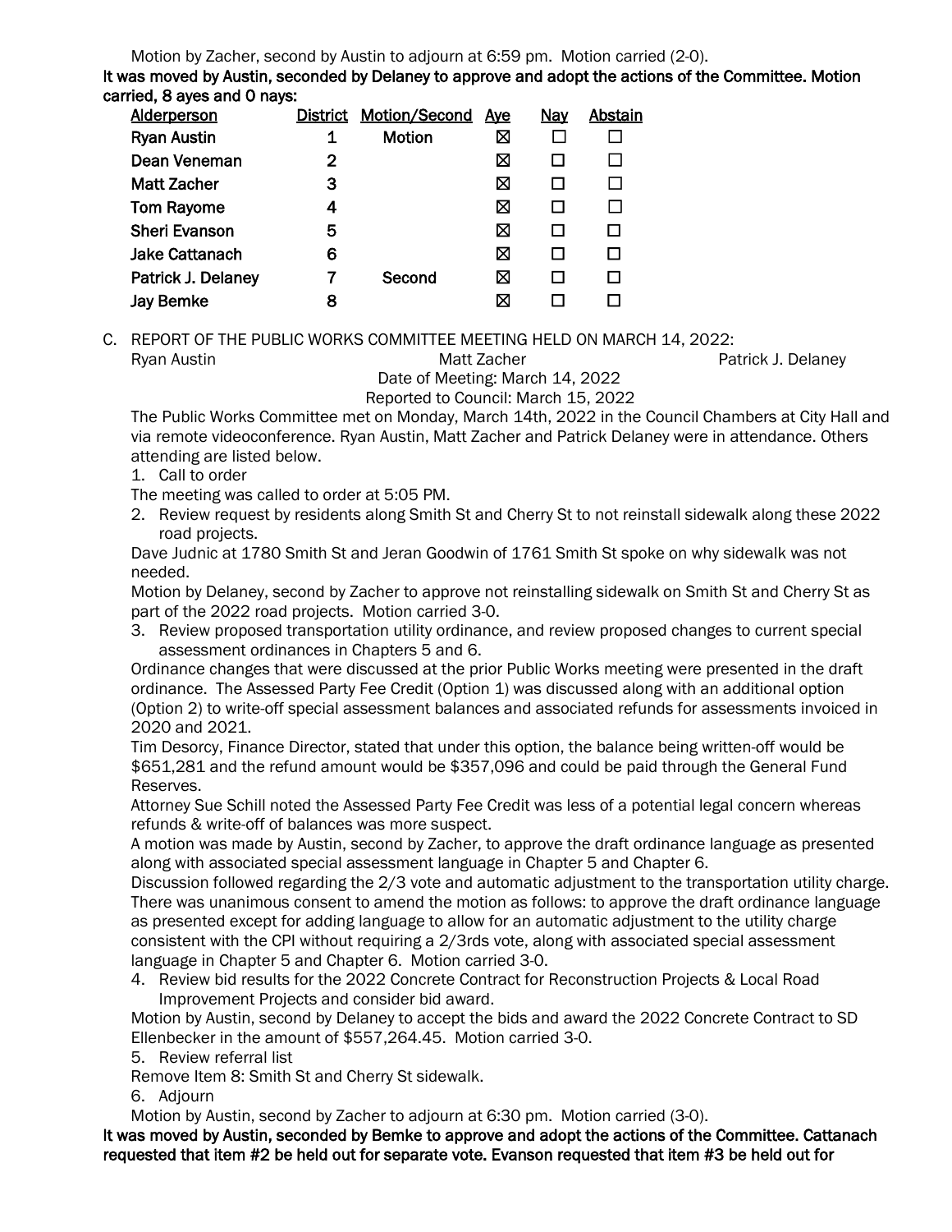Motion by Zacher, second by Austin to adjourn at 6:59 pm. Motion carried (2-0).

**It was moved by Austin, seconded by Delaney to approve and adopt the actions of the Committee. Motion carried, 8 ayes and 0 nays:**

| Alderperson | District | Motion/Second | Aye | Nay | Abstain |
|---|---|---|---|---|---|
| Ryan Austin | 1 | Motion | ☒ | ☐ | ☐ |
| Dean Veneman | 2 | | ☒ | ☐ | ☐ |
| Matt Zacher | 3 | | ☒ | ☐ | ☐ |
| Tom Rayome | 4 | | ☒ | ☐ | ☐ |
| Sheri Evanson | 5 | | ☒ | ☐ | ☐ |
| Jake Cattanach | 6 | | ☒ | ☐ | ☐ |
| Patrick J. Delaney | 7 | Second | ☒ | ☐ | ☐ |
| Jay Bemke | 8 | | ☒ | ☐ | ☐ |

C. REPORT OF THE PUBLIC WORKS COMMITTEE MEETING HELD ON MARCH 14, 2022:

Ryan Austin | Matt Zacher | Patrick J. Delaney

Date of Meeting: March 14, 2022

Reported to Council: March 15, 2022

The Public Works Committee met on Monday, March 14th, 2022 in the Council Chambers at City Hall and via remote videoconference. Ryan Austin, Matt Zacher and Patrick Delaney were in attendance. Others attending are listed below.

1. Call to order

The meeting was called to order at 5:05 PM.

2. Review request by residents along Smith St and Cherry St to not reinstall sidewalk along these 2022 road projects.

Dave Judnic at 1780 Smith St and Jeran Goodwin of 1761 Smith St spoke on why sidewalk was not needed.

Motion by Delaney, second by Zacher to approve not reinstalling sidewalk on Smith St and Cherry St as part of the 2022 road projects. Motion carried 3-0.

3. Review proposed transportation utility ordinance, and review proposed changes to current special assessment ordinances in Chapters 5 and 6.

Ordinance changes that were discussed at the prior Public Works meeting were presented in the draft ordinance. The Assessed Party Fee Credit (Option 1) was discussed along with an additional option (Option 2) to write-off special assessment balances and associated refunds for assessments invoiced in 2020 and 2021.

Tim Desorcy, Finance Director, stated that under this option, the balance being written-off would be $651,281 and the refund amount would be $357,096 and could be paid through the General Fund Reserves.

Attorney Sue Schill noted the Assessed Party Fee Credit was less of a potential legal concern whereas refunds & write-off of balances was more suspect.

A motion was made by Austin, second by Zacher, to approve the draft ordinance language as presented along with associated special assessment language in Chapter 5 and Chapter 6.

Discussion followed regarding the 2/3 vote and automatic adjustment to the transportation utility charge. There was unanimous consent to amend the motion as follows: to approve the draft ordinance language as presented except for adding language to allow for an automatic adjustment to the utility charge consistent with the CPI without requiring a 2/3rds vote, along with associated special assessment language in Chapter 5 and Chapter 6. Motion carried 3-0.

4. Review bid results for the 2022 Concrete Contract for Reconstruction Projects & Local Road Improvement Projects and consider bid award.

Motion by Austin, second by Delaney to accept the bids and award the 2022 Concrete Contract to SD Ellenbecker in the amount of $557,264.45. Motion carried 3-0.

5. Review referral list

Remove Item 8: Smith St and Cherry St sidewalk.

6. Adjourn

Motion by Austin, second by Zacher to adjourn at 6:30 pm. Motion carried (3-0).

**It was moved by Austin, seconded by Bemke to approve and adopt the actions of the Committee. Cattanach requested that item #2 be held out for separate vote. Evanson requested that item #3 be held out for**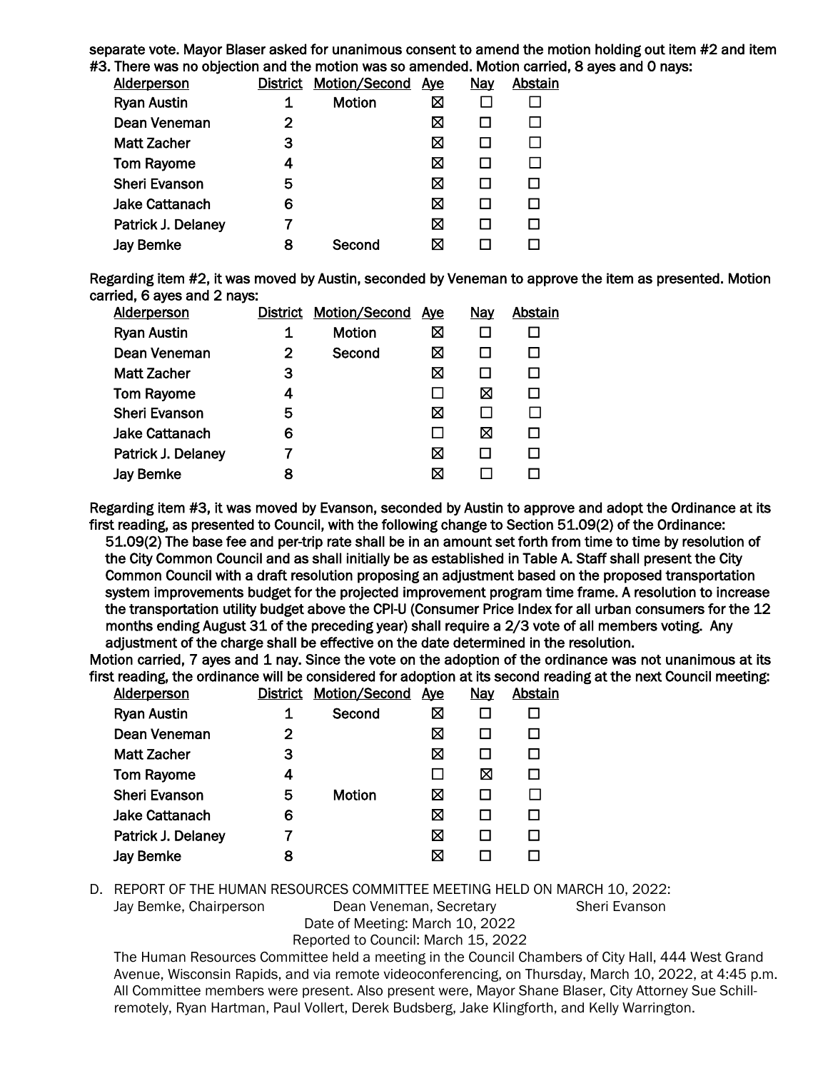separate vote. Mayor Blaser asked for unanimous consent to amend the motion holding out item #2 and item #3. There was no objection and the motion was so amended. Motion carried, 8 ayes and 0 nays:

| Alderperson | District | Motion/Second | Aye | Nay | Abstain |
|---|---|---|---|---|---|
| Ryan Austin | 1 | Motion | ☒ | ☐ | ☐ |
| Dean Veneman | 2 | | ☒ | ☐ | ☐ |
| Matt Zacher | 3 | | ☒ | ☐ | ☐ |
| Tom Rayome | 4 | | ☒ | ☐ | ☐ |
| Sheri Evanson | 5 | | ☒ | ☐ | ☐ |
| Jake Cattanach | 6 | | ☒ | ☐ | ☐ |
| Patrick J. Delaney | 7 | | ☒ | ☐ | ☐ |
| Jay Bemke | 8 | Second | ☒ | ☐ | ☐ |

Regarding item #2, it was moved by Austin, seconded by Veneman to approve the item as presented. Motion carried, 6 ayes and 2 nays:

| Alderperson | District | Motion/Second | Aye | Nay | Abstain |
|---|---|---|---|---|---|
| Ryan Austin | 1 | Motion | ☒ | ☐ | ☐ |
| Dean Veneman | 2 | Second | ☒ | ☐ | ☐ |
| Matt Zacher | 3 | | ☒ | ☐ | ☐ |
| Tom Rayome | 4 | | ☐ | ☒ | ☐ |
| Sheri Evanson | 5 | | ☒ | ☐ | ☐ |
| Jake Cattanach | 6 | | ☐ | ☒ | ☐ |
| Patrick J. Delaney | 7 | | ☒ | ☐ | ☐ |
| Jay Bemke | 8 | | ☒ | ☐ | ☐ |

Regarding item #3, it was moved by Evanson, seconded by Austin to approve and adopt the Ordinance at its first reading, as presented to Council, with the following change to Section 51.09(2) of the Ordinance:

> 51.09(2) The base fee and per-trip rate shall be in an amount set forth from time to time by resolution of the City Common Council and as shall initially be as established in Table A. Staff shall present the City Common Council with a draft resolution proposing an adjustment based on the proposed transportation system improvements budget for the projected improvement program time frame. A resolution to increase the transportation utility budget above the CPI-U (Consumer Price Index for all urban consumers for the 12 months ending August 31 of the preceding year) shall require a 2/3 vote of all members voting. Any adjustment of the charge shall be effective on the date determined in the resolution.

Motion carried, 7 ayes and 1 nay. Since the vote on the adoption of the ordinance was not unanimous at its first reading, the ordinance will be considered for adoption at its second reading at the next Council meeting:

| Alderperson | District | Motion/Second | Aye | Nay | Abstain |
|---|---|---|---|---|---|
| Ryan Austin | 1 | Second | ☒ | ☐ | ☐ |
| Dean Veneman | 2 | | ☒ | ☐ | ☐ |
| Matt Zacher | 3 | | ☒ | ☐ | ☐ |
| Tom Rayome | 4 | | ☐ | ☒ | ☐ |
| Sheri Evanson | 5 | Motion | ☒ | ☐ | ☐ |
| Jake Cattanach | 6 | | ☒ | ☐ | ☐ |
| Patrick J. Delaney | 7 | | ☒ | ☐ | ☐ |
| Jay Bemke | 8 | | ☒ | ☐ | ☐ |

D. REPORT OF THE HUMAN RESOURCES COMMITTEE MEETING HELD ON MARCH 10, 2022:

Jay Bemke, Chairperson  Dean Veneman, Secretary  Sheri Evanson

Date of Meeting: March 10, 2022

Reported to Council: March 15, 2022

The Human Resources Committee held a meeting in the Council Chambers of City Hall, 444 West Grand Avenue, Wisconsin Rapids, and via remote videoconferencing, on Thursday, March 10, 2022, at 4:45 p.m. All Committee members were present. Also present were, Mayor Shane Blaser, City Attorney Sue Schill-remotely, Ryan Hartman, Paul Vollert, Derek Budsberg, Jake Klingforth, and Kelly Warrington.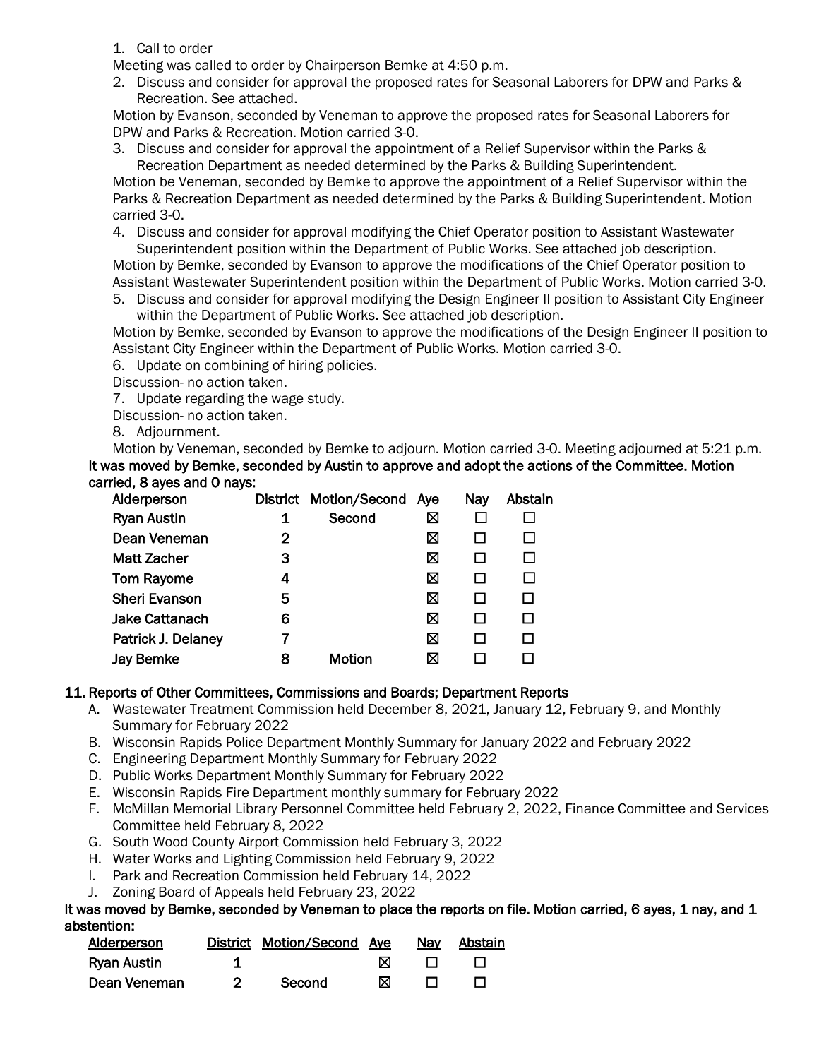1. Call to order

Meeting was called to order by Chairperson Bemke at 4:50 p.m.

2. Discuss and consider for approval the proposed rates for Seasonal Laborers for DPW and Parks & Recreation. See attached.

Motion by Evanson, seconded by Veneman to approve the proposed rates for Seasonal Laborers for DPW and Parks & Recreation. Motion carried 3-0.

3. Discuss and consider for approval the appointment of a Relief Supervisor within the Parks & Recreation Department as needed determined by the Parks & Building Superintendent.

Motion be Veneman, seconded by Bemke to approve the appointment of a Relief Supervisor within the Parks & Recreation Department as needed determined by the Parks & Building Superintendent. Motion carried 3-0.

4. Discuss and consider for approval modifying the Chief Operator position to Assistant Wastewater Superintendent position within the Department of Public Works. See attached job description.

Motion by Bemke, seconded by Evanson to approve the modifications of the Chief Operator position to Assistant Wastewater Superintendent position within the Department of Public Works. Motion carried 3-0.

5. Discuss and consider for approval modifying the Design Engineer II position to Assistant City Engineer within the Department of Public Works. See attached job description.

Motion by Bemke, seconded by Evanson to approve the modifications of the Design Engineer II position to Assistant City Engineer within the Department of Public Works. Motion carried 3-0.

6. Update on combining of hiring policies.

Discussion- no action taken.

7. Update regarding the wage study.

Discussion- no action taken.

8. Adjournment.

Motion by Veneman, seconded by Bemke to adjourn. Motion carried 3-0. Meeting adjourned at 5:21 p.m.

**It was moved by Bemke, seconded by Austin to approve and adopt the actions of the Committee. Motion carried, 8 ayes and 0 nays:**

| Alderperson | District | Motion/Second | Aye | Nay | Abstain |
|---|---|---|---|---|---|
| Ryan Austin | 1 | Second | ☒ | ☐ | ☐ |
| Dean Veneman | 2 | | ☒ | ☐ | ☐ |
| Matt Zacher | 3 | | ☒ | ☐ | ☐ |
| Tom Rayome | 4 | | ☒ | ☐ | ☐ |
| Sheri Evanson | 5 | | ☒ | ☐ | ☐ |
| Jake Cattanach | 6 | | ☒ | ☐ | ☐ |
| Patrick J. Delaney | 7 | | ☒ | ☐ | ☐ |
| Jay Bemke | 8 | Motion | ☒ | ☐ | ☐ |

## 11. Reports of Other Committees, Commissions and Boards; Department Reports

A. Wastewater Treatment Commission held December 8, 2021, January 12, February 9, and Monthly Summary for February 2022
B. Wisconsin Rapids Police Department Monthly Summary for January 2022 and February 2022
C. Engineering Department Monthly Summary for February 2022
D. Public Works Department Monthly Summary for February 2022
E. Wisconsin Rapids Fire Department monthly summary for February 2022
F. McMillan Memorial Library Personnel Committee held February 2, 2022, Finance Committee and Services Committee held February 8, 2022
G. South Wood County Airport Commission held February 3, 2022
H. Water Works and Lighting Commission held February 9, 2022
I. Park and Recreation Commission held February 14, 2022
J. Zoning Board of Appeals held February 23, 2022

**It was moved by Bemke, seconded by Veneman to place the reports on file. Motion carried, 6 ayes, 1 nay, and 1 abstention:**

| Alderperson | District | Motion/Second | Aye | Nay | Abstain |
|---|---|---|---|---|---|
| Ryan Austin | 1 | | ☒ | ☐ | ☐ |
| Dean Veneman | 2 | Second | ☒ | ☐ | ☐ |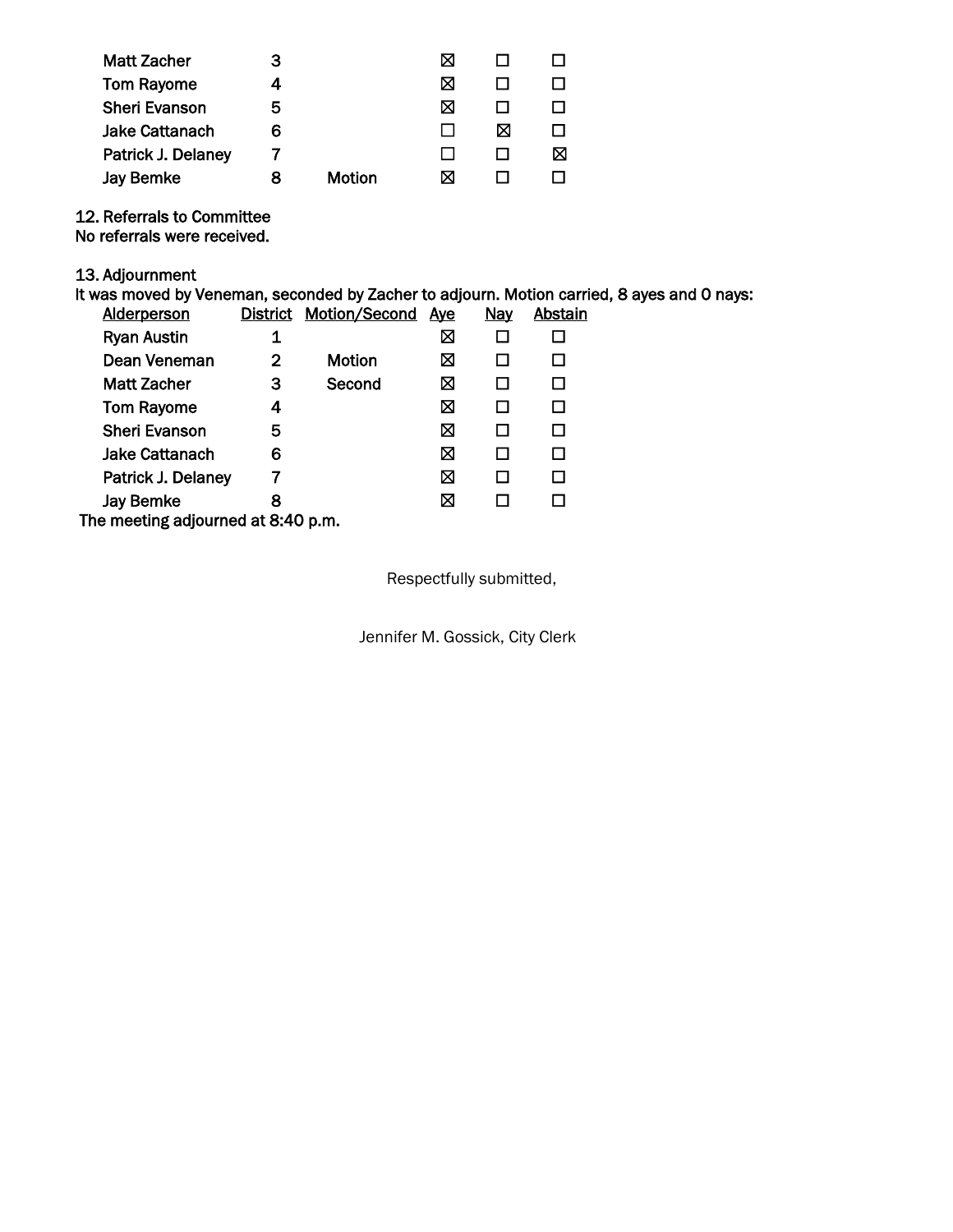| | | | | | |
|---|---|---|---|---|---|
| Matt Zacher | 3 | | ☒ | ☐ | ☐ |
| Tom Rayome | 4 | | ☒ | ☐ | ☐ |
| Sheri Evanson | 5 | | ☒ | ☐ | ☐ |
| Jake Cattanach | 6 | | ☐ | ☒ | ☐ |
| Patrick J. Delaney | 7 | | ☐ | ☐ | ☒ |
| Jay Bemke | 8 | Motion | ☒ | ☐ | ☐ |

12. Referrals to Committee
No referrals were received.

13. Adjournment
It was moved by Veneman, seconded by Zacher to adjourn. Motion carried, 8 ayes and 0 nays:

| Alderperson | District | Motion/Second | Aye | Nay | Abstain |
|---|---|---|---|---|---|
| Ryan Austin | 1 | | ☒ | ☐ | ☐ |
| Dean Veneman | 2 | Motion | ☒ | ☐ | ☐ |
| Matt Zacher | 3 | Second | ☒ | ☐ | ☐ |
| Tom Rayome | 4 | | ☒ | ☐ | ☐ |
| Sheri Evanson | 5 | | ☒ | ☐ | ☐ |
| Jake Cattanach | 6 | | ☒ | ☐ | ☐ |
| Patrick J. Delaney | 7 | | ☒ | ☐ | ☐ |
| Jay Bemke | 8 | | ☒ | ☐ | ☐ |

The meeting adjourned at 8:40 p.m.

Respectfully submitted,

Jennifer M. Gossick, City Clerk